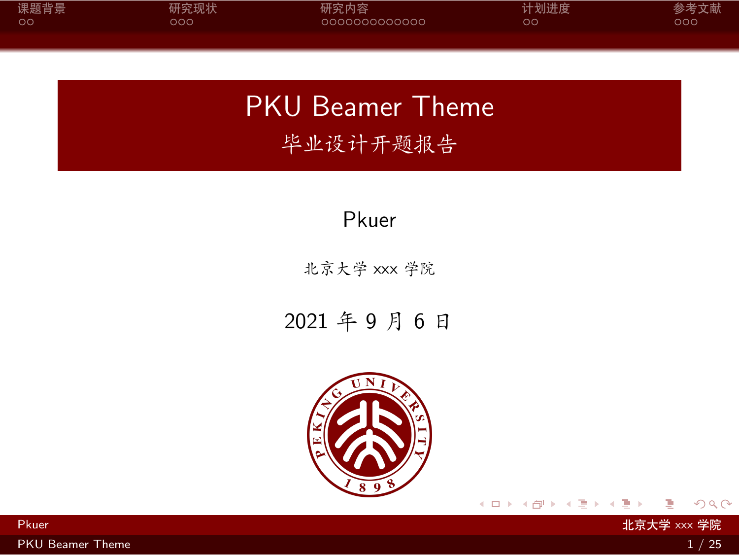# PKU Beamer Theme

## 毕业设计开题报告

Pkuer

北京大学 xxx 学院

2021 年 9 月 6 日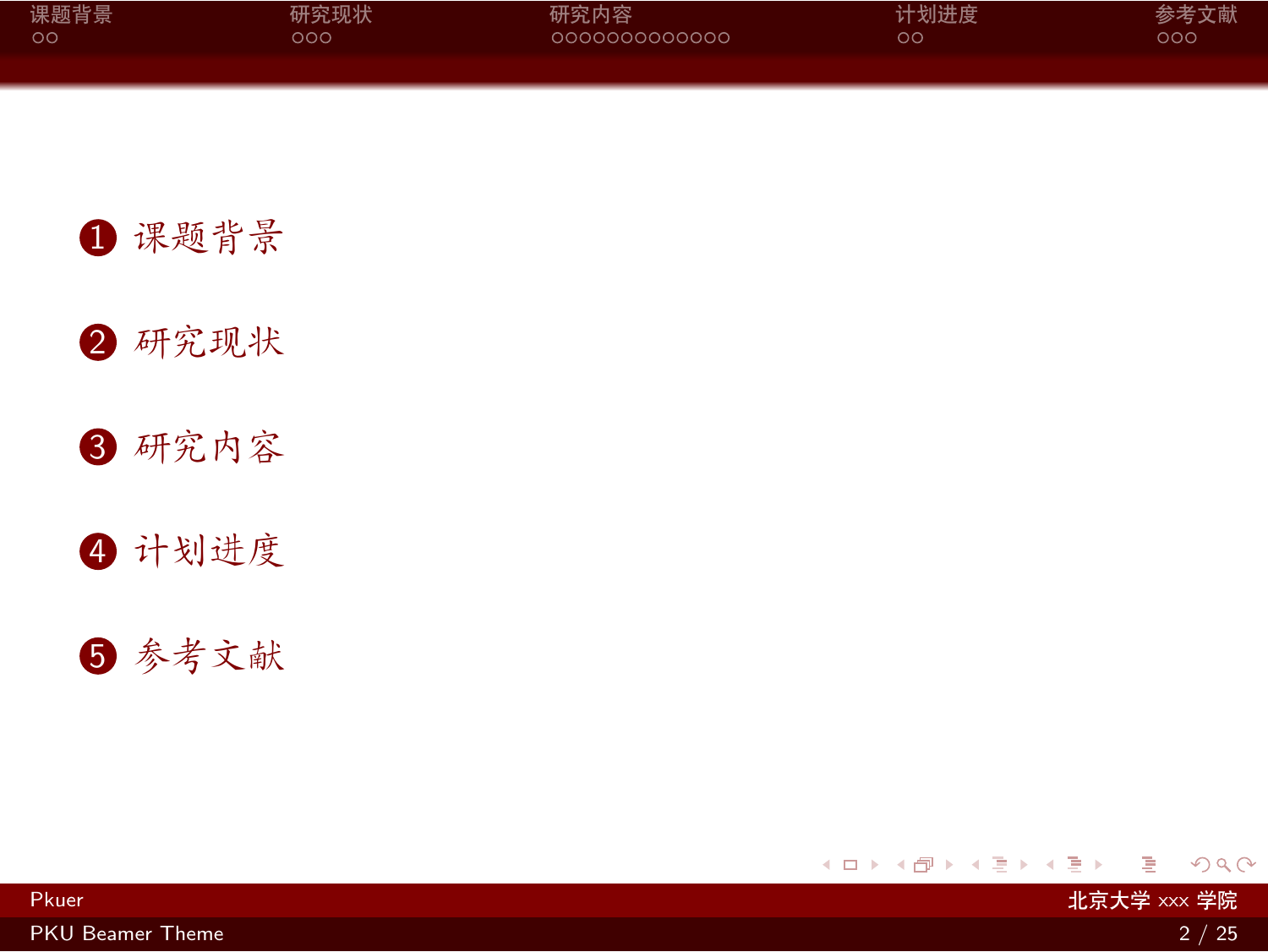1. 课题背景
2. 研究现状
3. 研究内容
4. 计划进度
5. 参考文献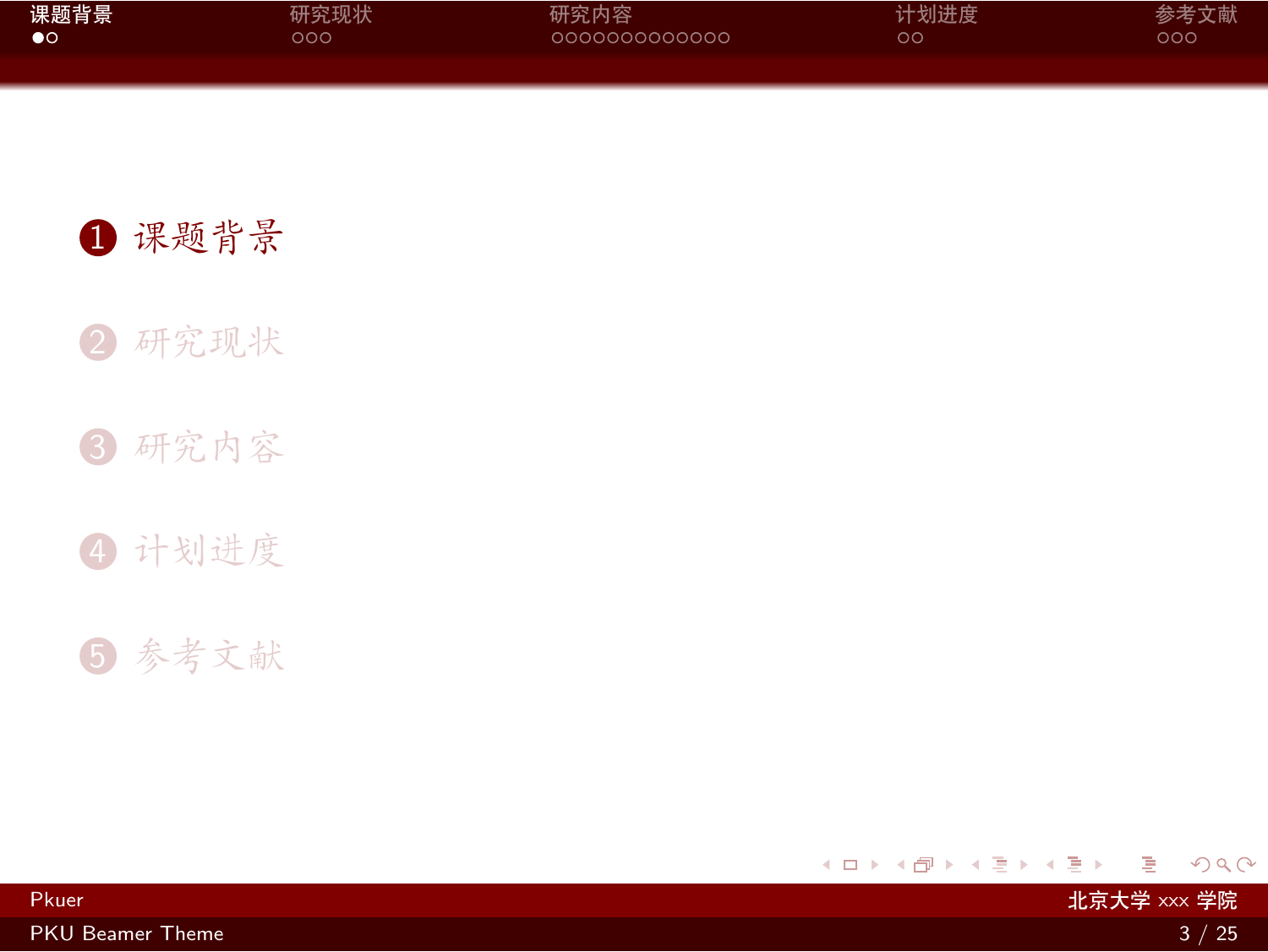1. 课题背景
2. 研究现状
3. 研究内容
4. 计划进度
5. 参考文献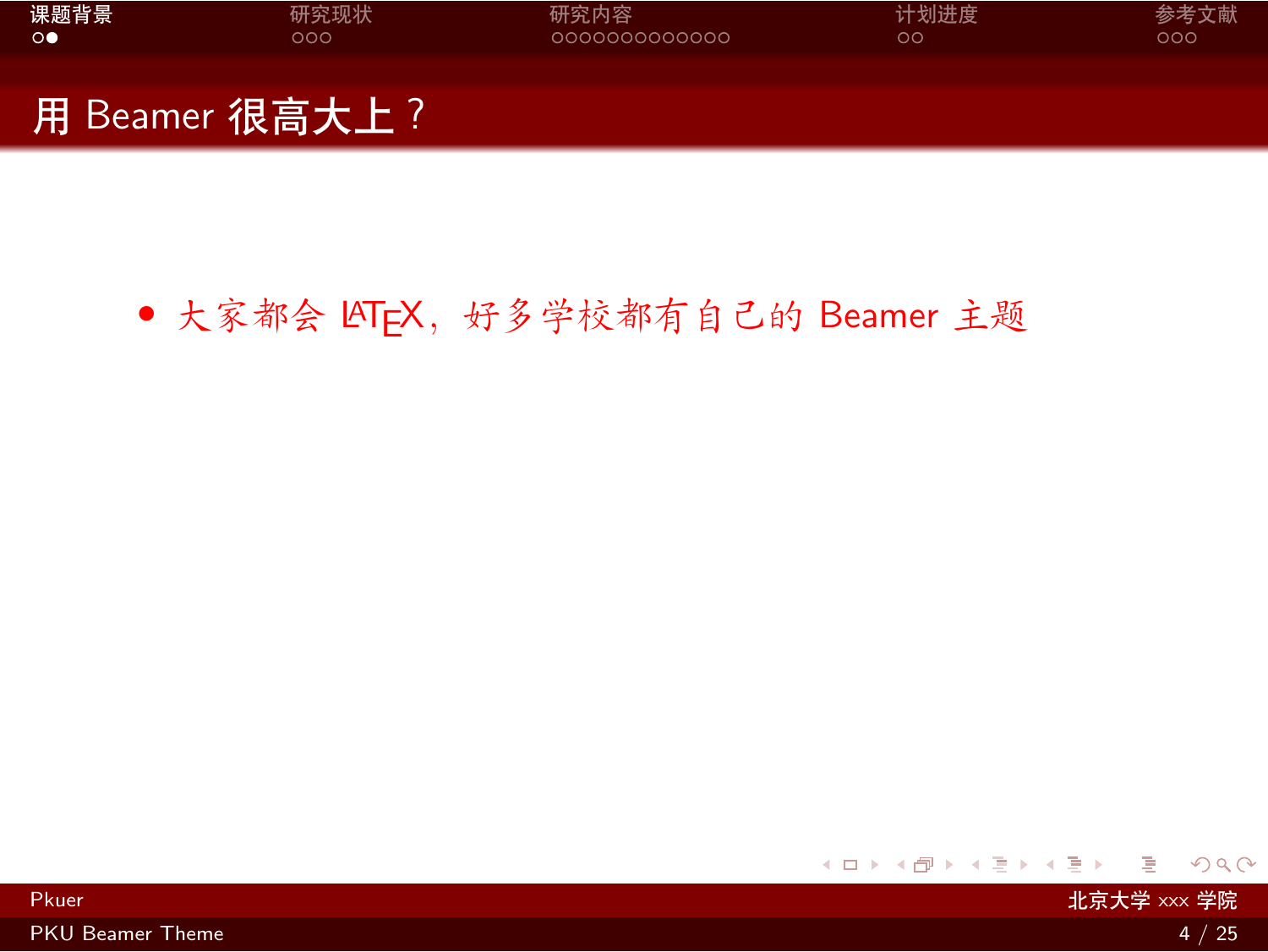## 用 Beamer 很高大上？

- 大家都会 LaTeX，好多学校都有自己的 Beamer 主题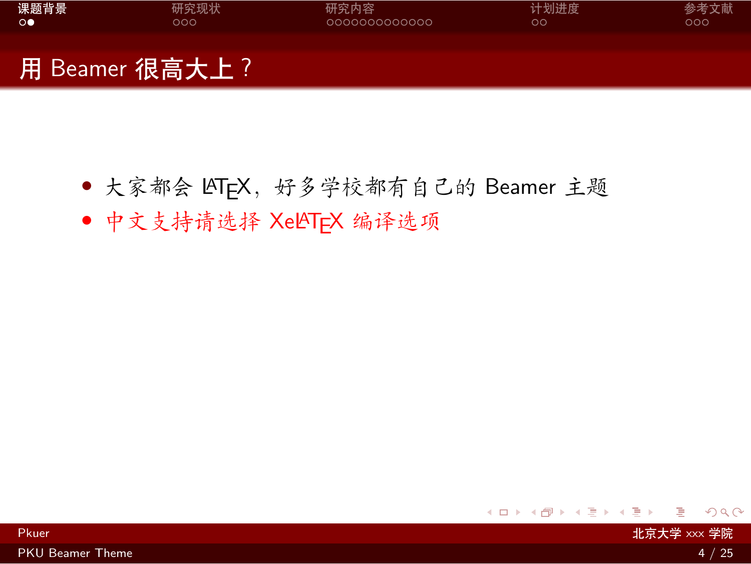# 用 Beamer 很高大上？

- 大家都会 LATEX，好多学校都有自己的 Beamer 主题
- 中文支持请选择 XeLATEX 编译选项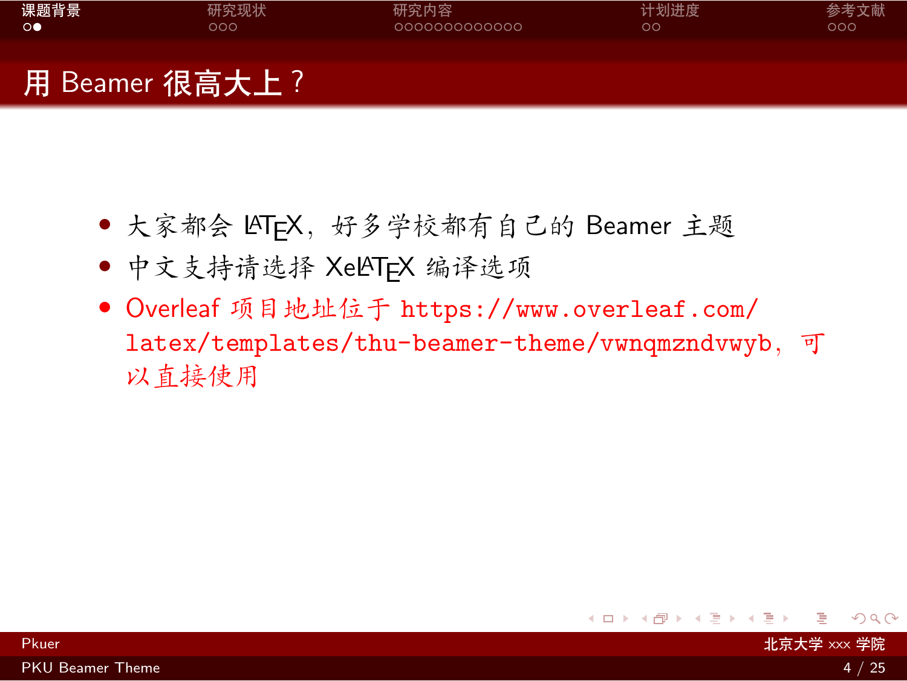## 用 Beamer 很高大上？

- 大家都会 LaTeX，好多学校都有自己的 Beamer 主题
- 中文支持请选择 XeLaTeX 编译选项
- Overleaf 项目地址位于 https://www.overleaf.com/latex/templates/thu-beamer-theme/vwnqmzndvwyb，可以直接使用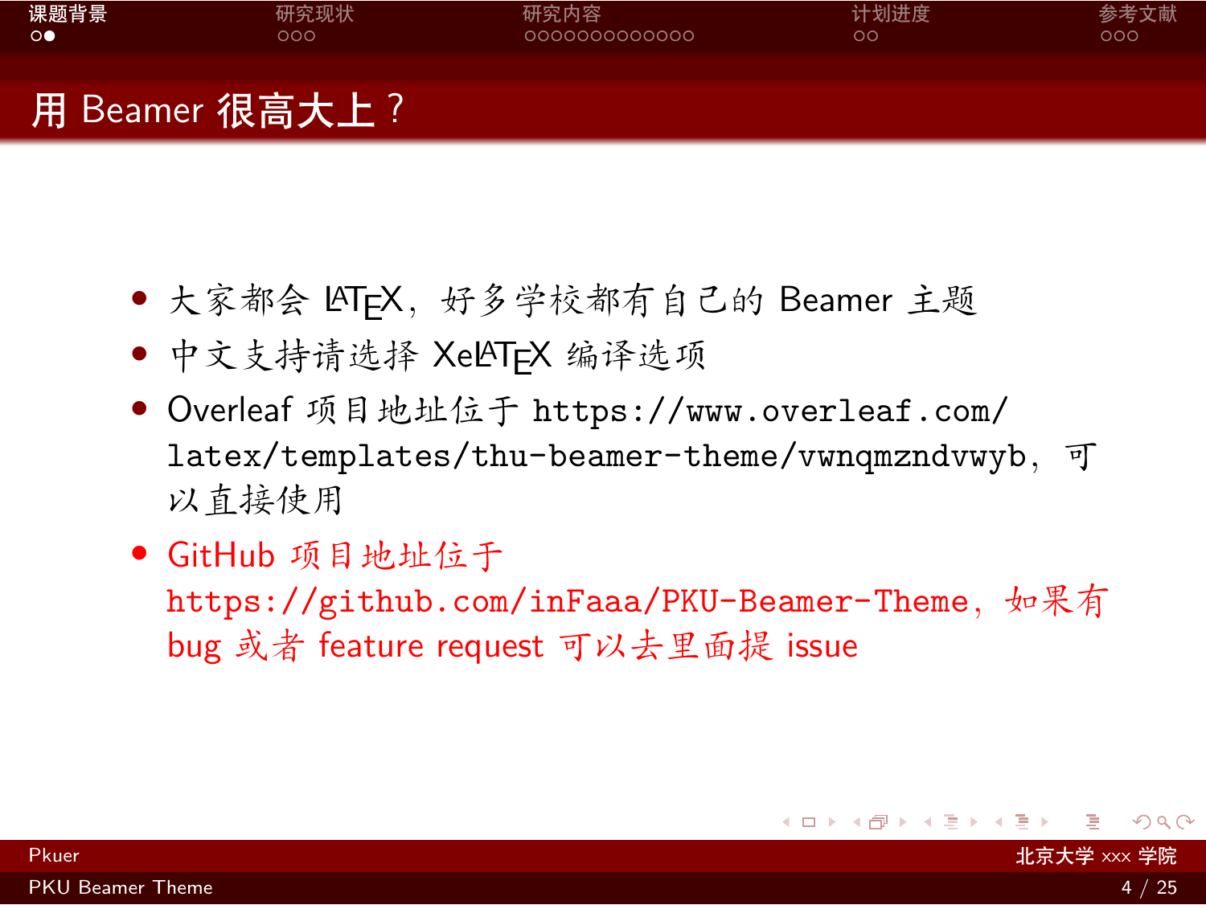## 用 Beamer 很高大上？

- 大家都会 LaTeX，好多学校都有自己的 Beamer 主题
- 中文支持请选择 XeLaTeX 编译选项
- Overleaf 项目地址位于 https://www.overleaf.com/latex/templates/thu-beamer-theme/vwnqmzndvwyb，可以直接使用
- GitHub 项目地址位于 https://github.com/inFaaa/PKU-Beamer-Theme，如果有 bug 或者 feature request 可以去里面提 issue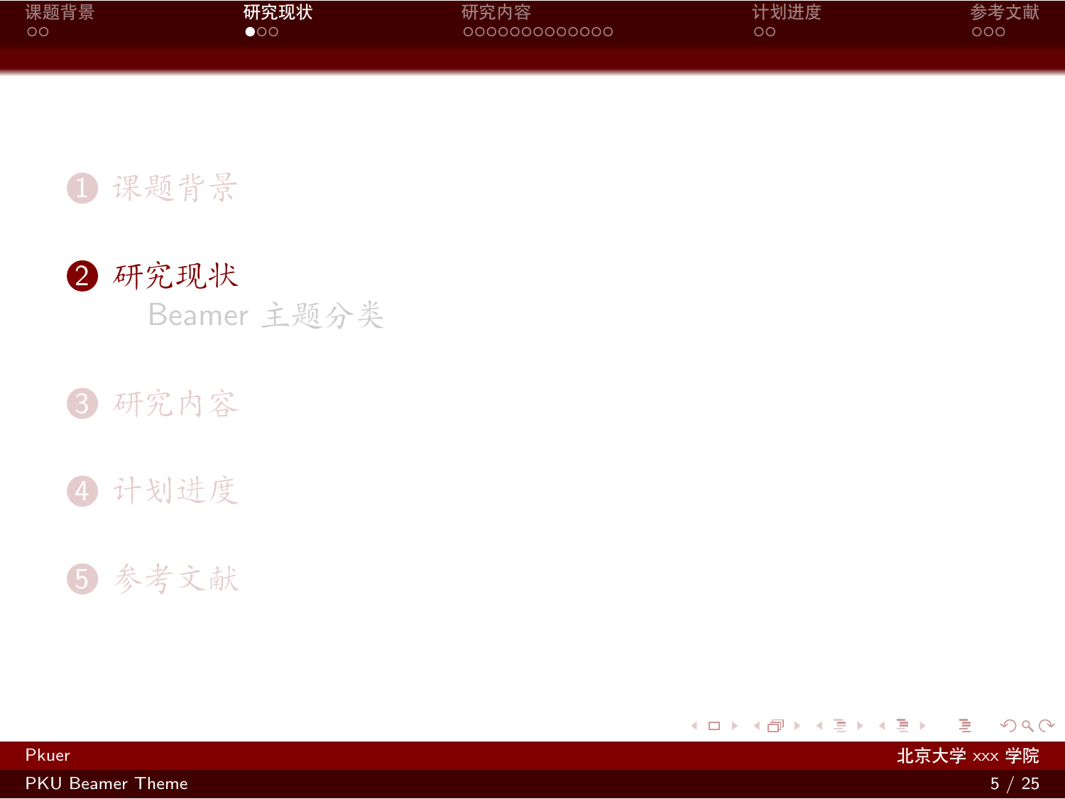1. 课题背景
2. 研究现状
   - Beamer 主题分类
3. 研究内容
4. 计划进度
5. 参考文献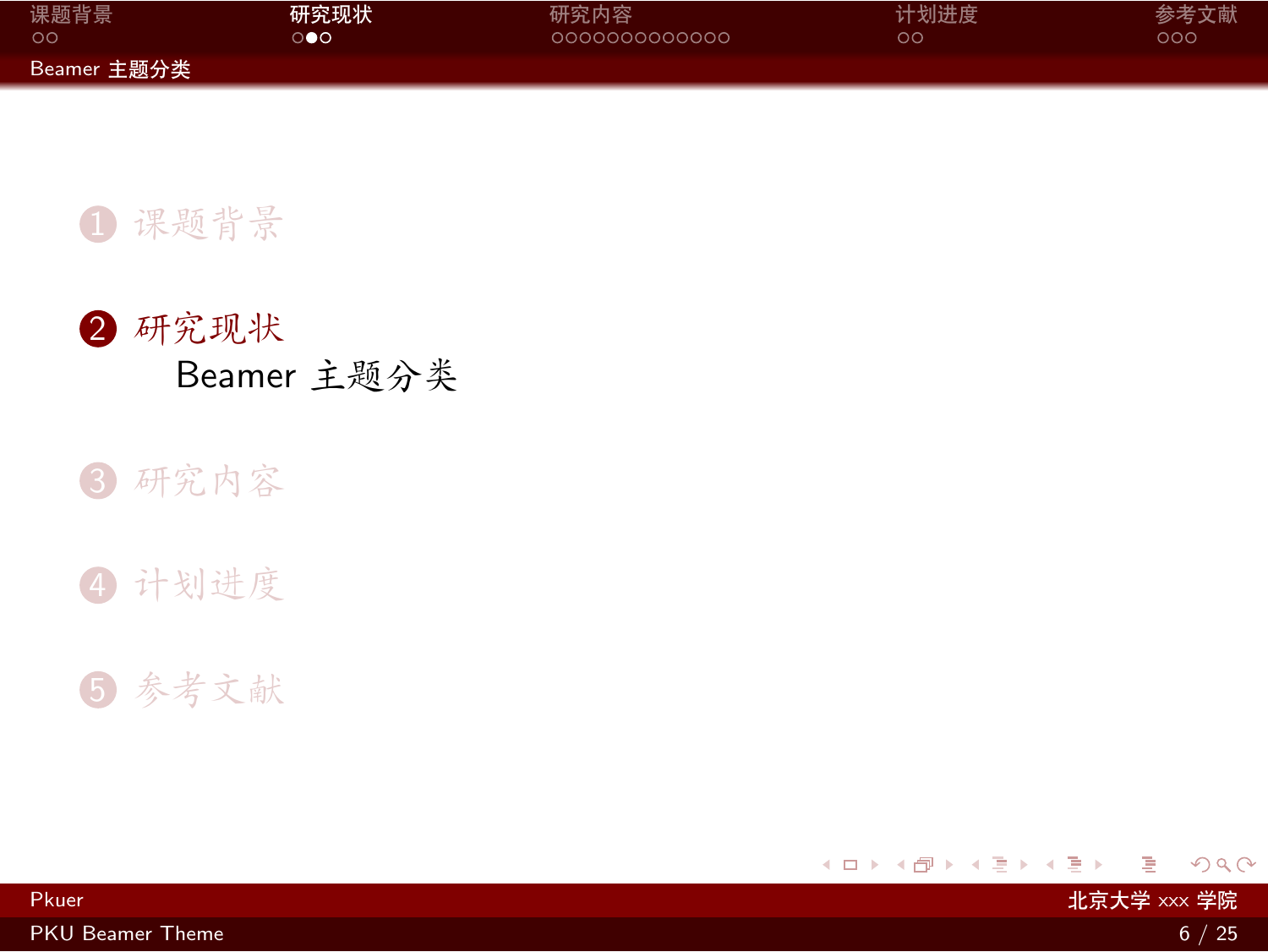1. 课题背景
2. 研究现状
   - Beamer 主题分类
3. 研究内容
4. 计划进度
5. 参考文献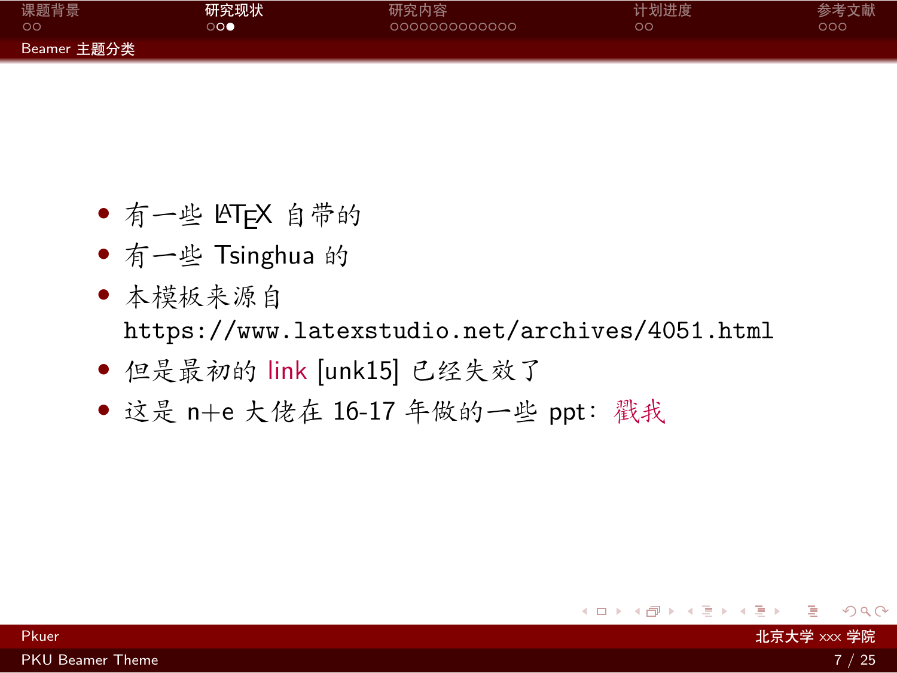## Beamer 主题分类

- 有一些 LaTeX 自带的
- 有一些 Tsinghua 的
- 本模板来源自 https://www.latexstudio.net/archives/4051.html
- 但是最初的 link [unk15] 已经失效了
- 这是 n+e 大佬在 16-17 年做的一些 ppt：戳我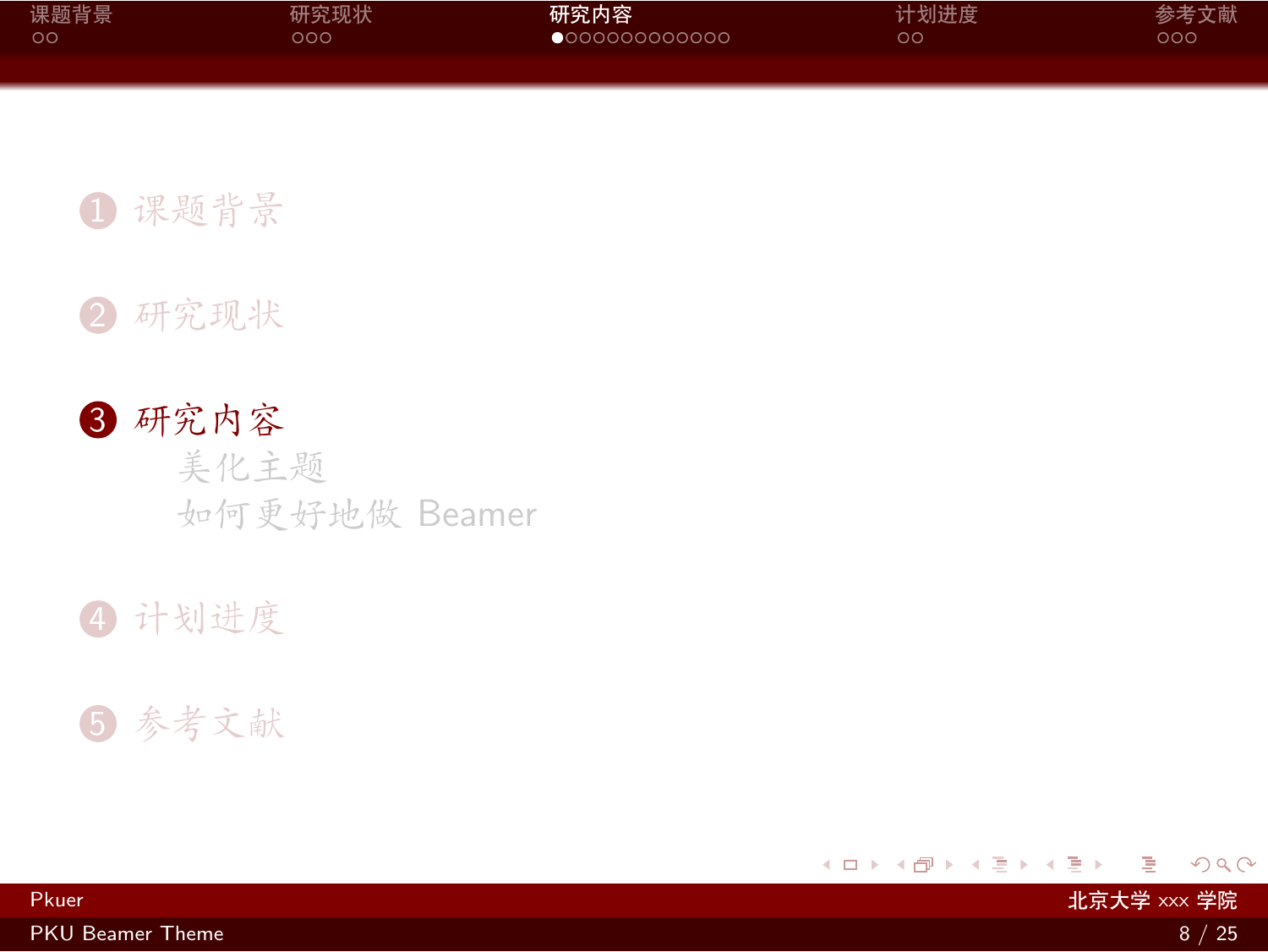1. 课题背景
2. 研究现状
3. 研究内容
   - 美化主题
   - 如何更好地做 Beamer
4. 计划进度
5. 参考文献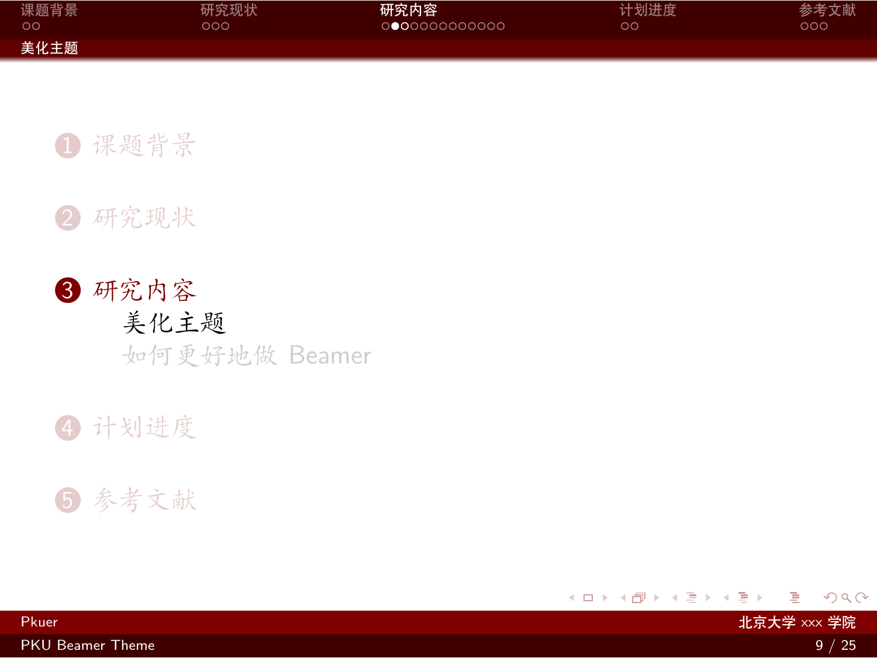1. 课题背景
2. 研究现状
3. 研究内容
   - 美化主题
   - 如何更好地做 Beamer
4. 计划进度
5. 参考文献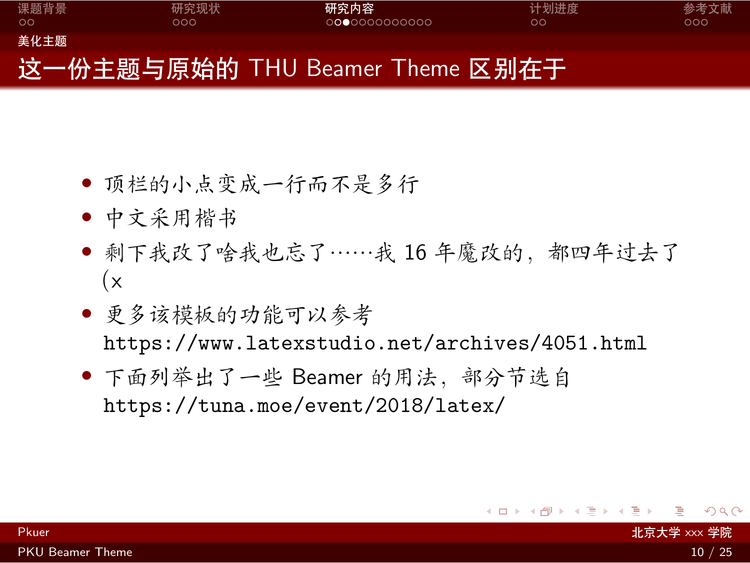## 这一份主题与原始的 THU Beamer Theme 区别在于

- 顶栏的小点变成一行而不是多行
- 中文采用楷书
- 剩下我改了啥我也忘了……我 16 年魔改的，都四年过去了 (x
- 更多该模板的功能可以参考 https://www.latexstudio.net/archives/4051.html
- 下面列举出了一些 Beamer 的用法，部分节选自 https://tuna.moe/event/2018/latex/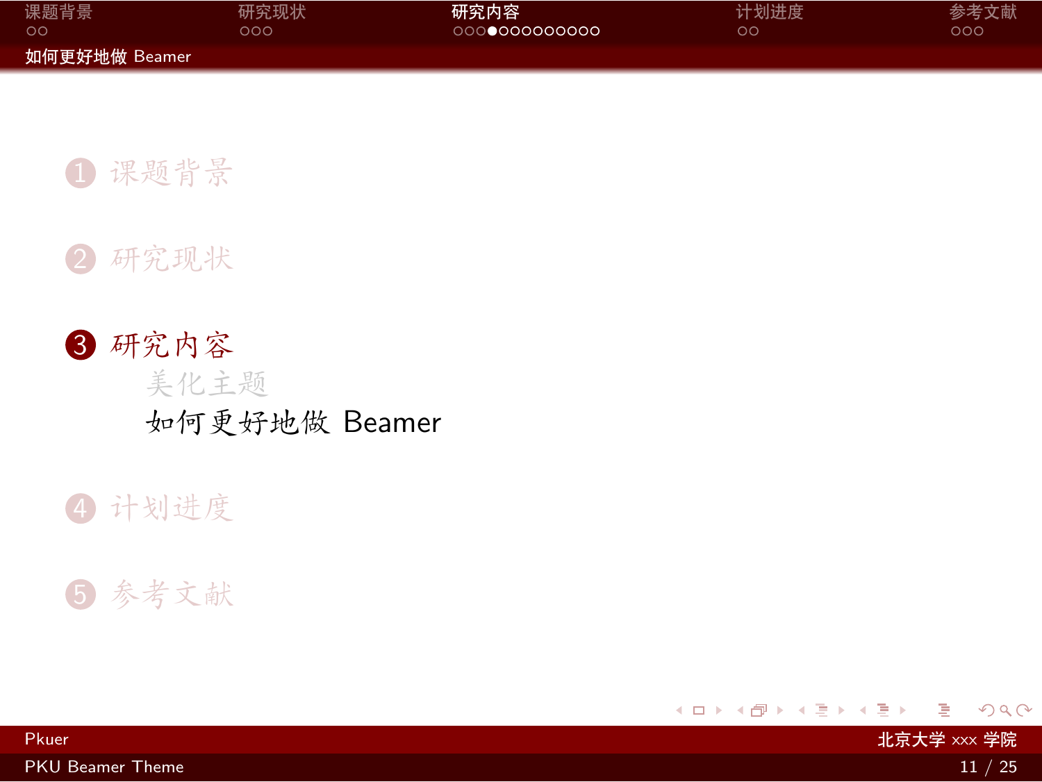1. 课题背景
2. 研究现状
3. 研究内容
   - 美化主题
   - 如何更好地做 Beamer
4. 计划进度
5. 参考文献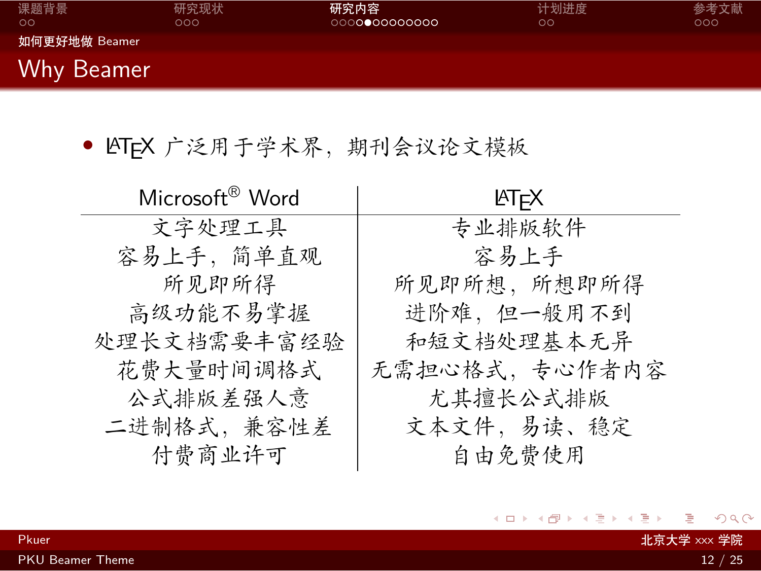## Why Beamer

- LaTeX 广泛用于学术界，期刊会议论文模板

| Microsoft® Word | LaTeX |
| --- | --- |
| 文字处理工具 | 专业排版软件 |
| 容易上手，简单直观 | 容易上手 |
| 所见即所得 | 所见即所想，所想即所得 |
| 高级功能不易掌握 | 进阶难，但一般用不到 |
| 处理长文档需要丰富经验 | 和短文档处理基本无异 |
| 花费大量时间调格式 | 无需担心格式，专心作者内容 |
| 公式排版差强人意 | 尤其擅长公式排版 |
| 二进制格式，兼容性差 | 文本文件，易读、稳定 |
| 付费商业许可 | 自由免费使用 |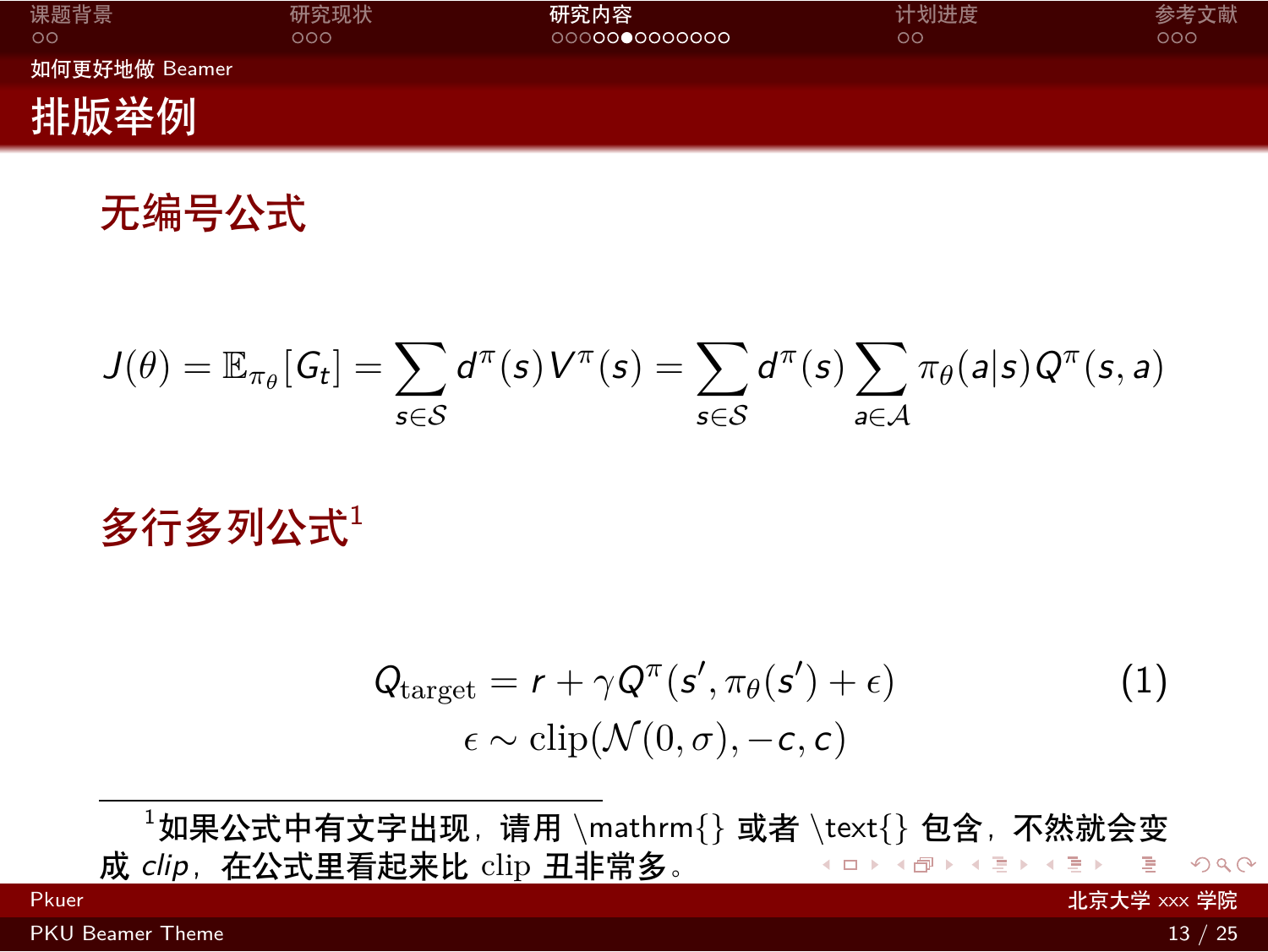## 排版举例

### 无编号公式

$$J(\theta) = \mathbb{E}_{\pi_\theta}[G_t] = \sum_{s\in\mathcal{S}} d^\pi(s)V^\pi(s) = \sum_{s\in\mathcal{S}} d^\pi(s) \sum_{a\in\mathcal{A}} \pi_\theta(a|s)Q^\pi(s,a)$$

### 多行多列公式[1]

$$\begin{aligned} Q_{\mathrm{target}} &= r + \gamma Q^\pi(s', \pi_\theta(s') + \epsilon) \qquad (1) \\ \epsilon &\sim \mathrm{clip}(\mathcal{N}(0,\sigma), -c, c) \end{aligned}$$

[1] 如果公式中有文字出现，请用 \mathrm{} 或者 \text{} 包含，不然就会变成 *clip*，在公式里看起来比 clip 丑非常多。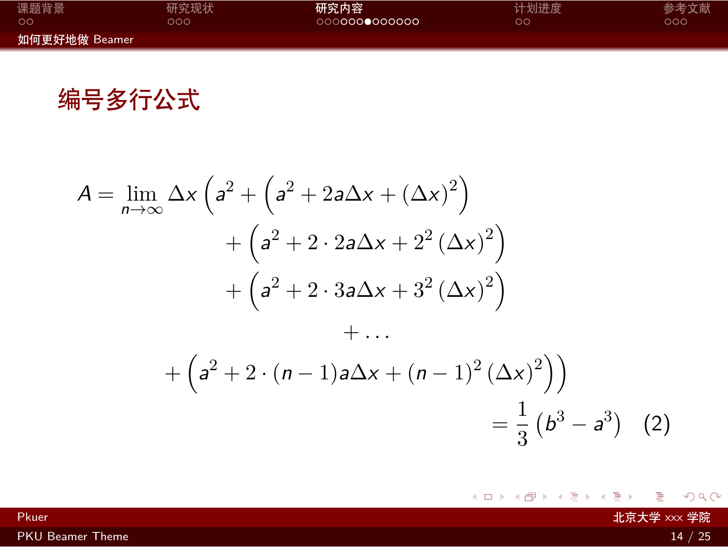## 编号多行公式

$$
\begin{multline}
A = \lim_{n\to\infty} \Delta x \left( a^2 + \left( a^2 + 2a\Delta x + (\Delta x)^2 \right) \right. \\
+ \left( a^2 + 2\cdot 2a\Delta x + 2^2 (\Delta x)^2 \right) \\
+ \left( a^2 + 2\cdot 3a\Delta x + 3^2 (\Delta x)^2 \right) \\
+ \ldots \\
\left. + \left( a^2 + 2\cdot (n-1)a\Delta x + (n-1)^2 (\Delta x)^2 \right) \right) \\
= \frac{1}{3}\left( b^3 - a^3 \right) \tag{2}
\end{multline}
$$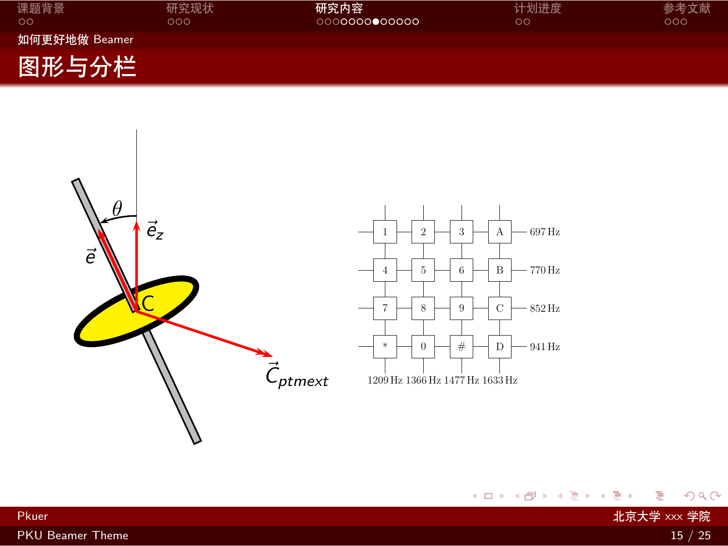## 图形与分栏

$\theta$

$\vec{e}_z$

$\vec{e}$

C

$\vec{C}_{ptmext}$

| 1 | 2 | 3 | A | 697 Hz |
|---|---|---|---|---|
| 4 | 5 | 6 | B | 770 Hz |
| 7 | 8 | 9 | C | 852 Hz |
| * | 0 | # | D | 941 Hz |
| 1209 Hz | 1366 Hz | 1477 Hz | 1633 Hz | |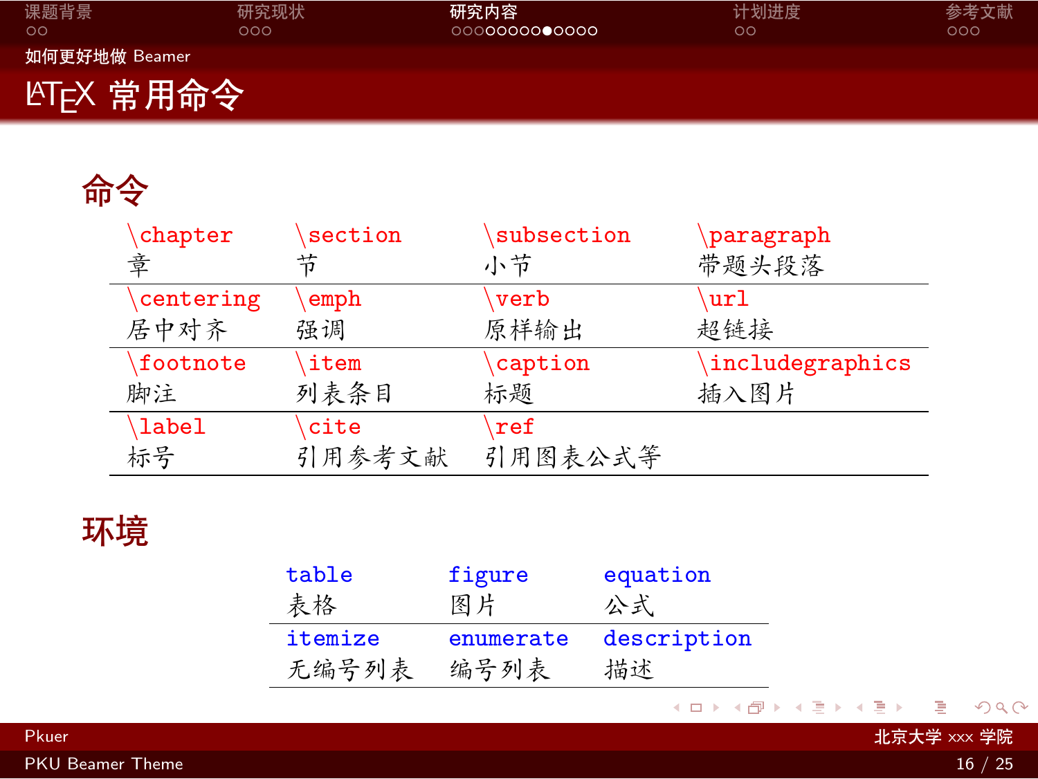# LaTeX 常用命令

## 命令

| \chapter<br>章 | \section<br>节 | \subsection<br>小节 | \paragraph<br>带题头段落 |
|---|---|---|---|
| \centering<br>居中对齐 | \emph<br>强调 | \verb<br>原样输出 | \url<br>超链接 |
| \footnote<br>脚注 | \item<br>列表条目 | \caption<br>标题 | \includegraphics<br>插入图片 |
| \label<br>标号 | \cite<br>引用参考文献 | \ref<br>引用图表公式等 | |

## 环境

| table<br>表格 | figure<br>图片 | equation<br>公式 |
|---|---|---|
| itemize<br>无编号列表 | enumerate<br>编号列表 | description<br>描述 |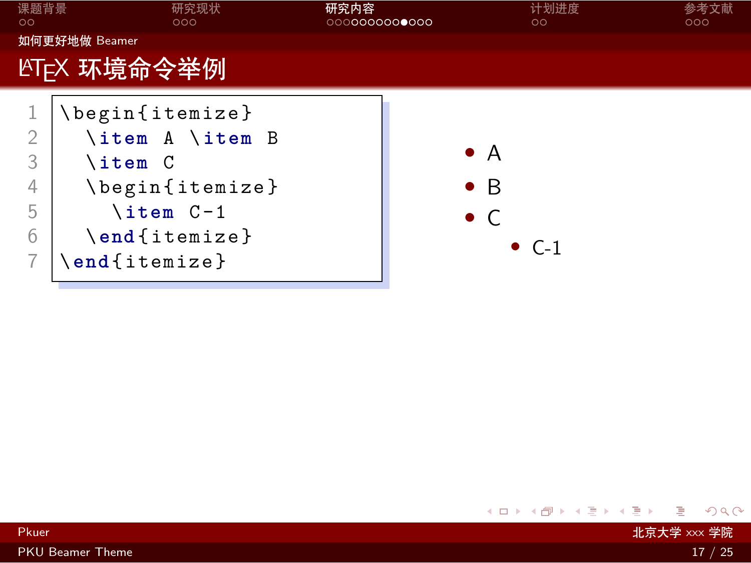## LaTeX 环境命令举例

```latex
\begin{itemize}
  \item A \item B
  \item C
  \begin{itemize}
    \item C-1
  \end{itemize}
\end{itemize}
```

- A
- B
- C
  - C-1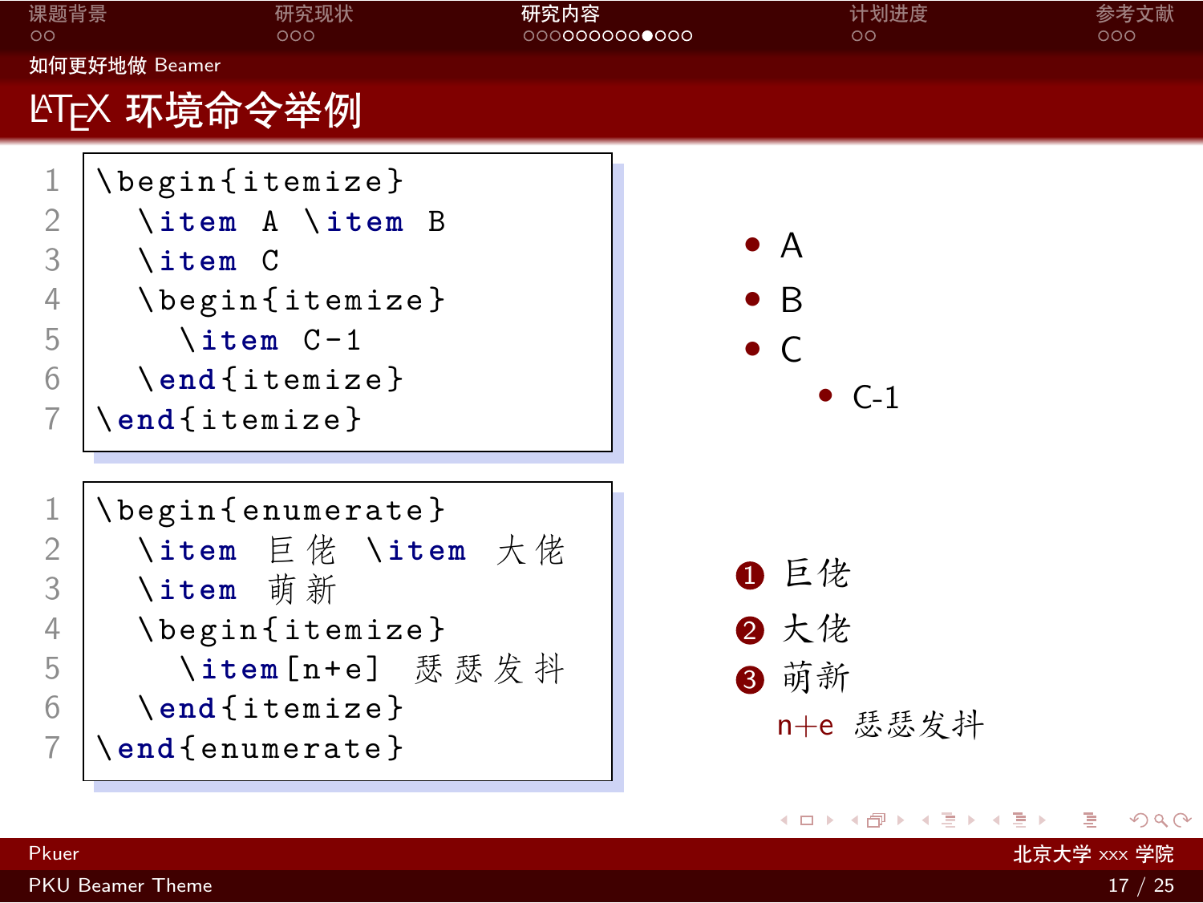## LaTeX 环境命令举例

```
\begin{itemize}
  \item A \item B
  \item C
  \begin{itemize}
    \item C-1
  \end{itemize}
\end{itemize}
```

- A
- B
- C
  - C-1

```
\begin{enumerate}
  \item 巨佬 \item 大佬
  \item 萌新
  \begin{itemize}
    \item[n+e] 瑟瑟发抖
  \end{itemize}
\end{enumerate}
```

1. 巨佬
2. 大佬
3. 萌新
   - n+e 瑟瑟发抖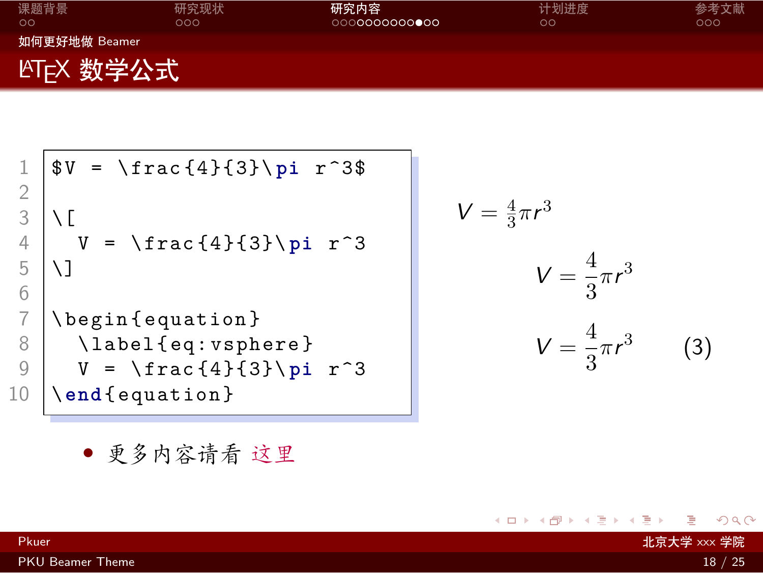## 如何更好地做 Beamer

# LaTeX 数学公式

```latex
$V = \frac{4}{3}\pi r^3$

\[
  V = \frac{4}{3}\pi r^3
\]

\begin{equation}
  \label{eq:vsphere}
  V = \frac{4}{3}\pi r^3
\end{equation}
```

$V = \frac{4}{3}\pi r^3$

$$V = \frac{4}{3}\pi r^3$$

$$V = \frac{4}{3}\pi r^3 \tag{3}$$

- 更多内容请看 这里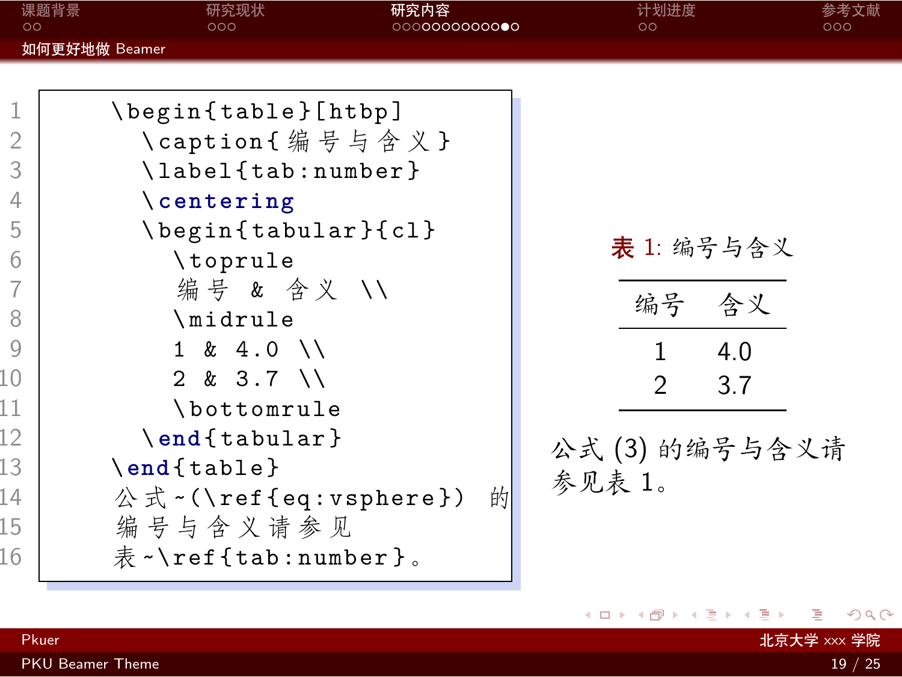## 如何更好地做 Beamer

```latex
\begin{table}[htbp]
  \caption{编号与含义}
  \label{tab:number}
  \centering
  \begin{tabular}{cl}
    \toprule
    编号 & 含义 \\
    \midrule
    1 & 4.0 \\
    2 & 3.7 \\
    \bottomrule
  \end{tabular}
\end{table}
公式~(\ref{eq:vsphere}) 的
编号与含义请参见
表~\ref{tab:number}。
```

表 1: 编号与含义

| 编号 | 含义 |
|---|---|
| 1 | 4.0 |
| 2 | 3.7 |

公式 (3) 的编号与含义请参见表 1。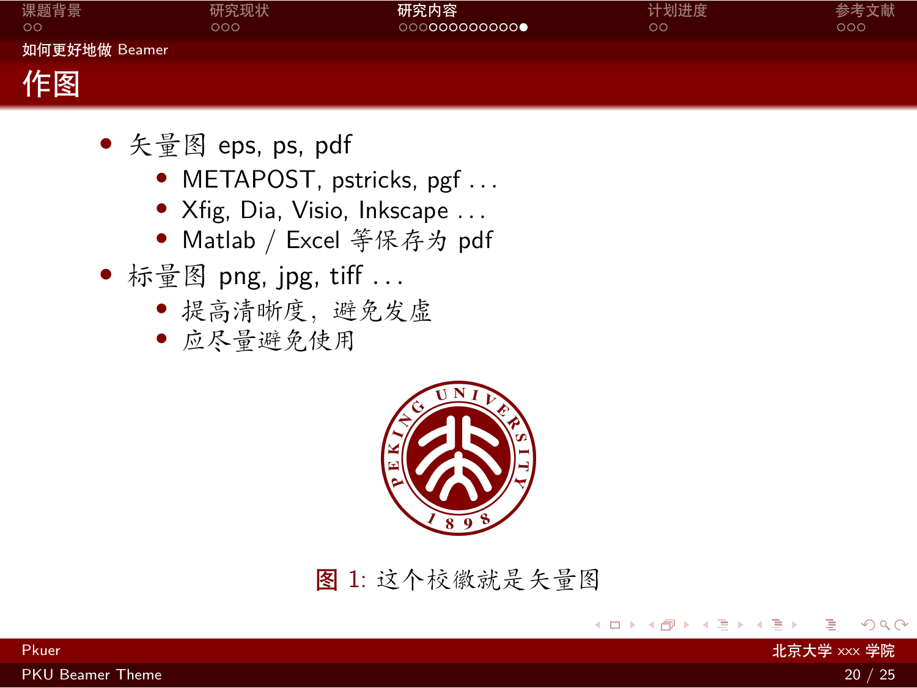## 作图

- 矢量图 eps, ps, pdf
  - METAPOST, pstricks, pgf ...
  - Xfig, Dia, Visio, Inkscape ...
  - Matlab / Excel 等保存为 pdf
- 标量图 png, jpg, tiff ...
  - 提高清晰度，避免发虚
  - 应尽量避免使用

图 1: 这个校徽就是矢量图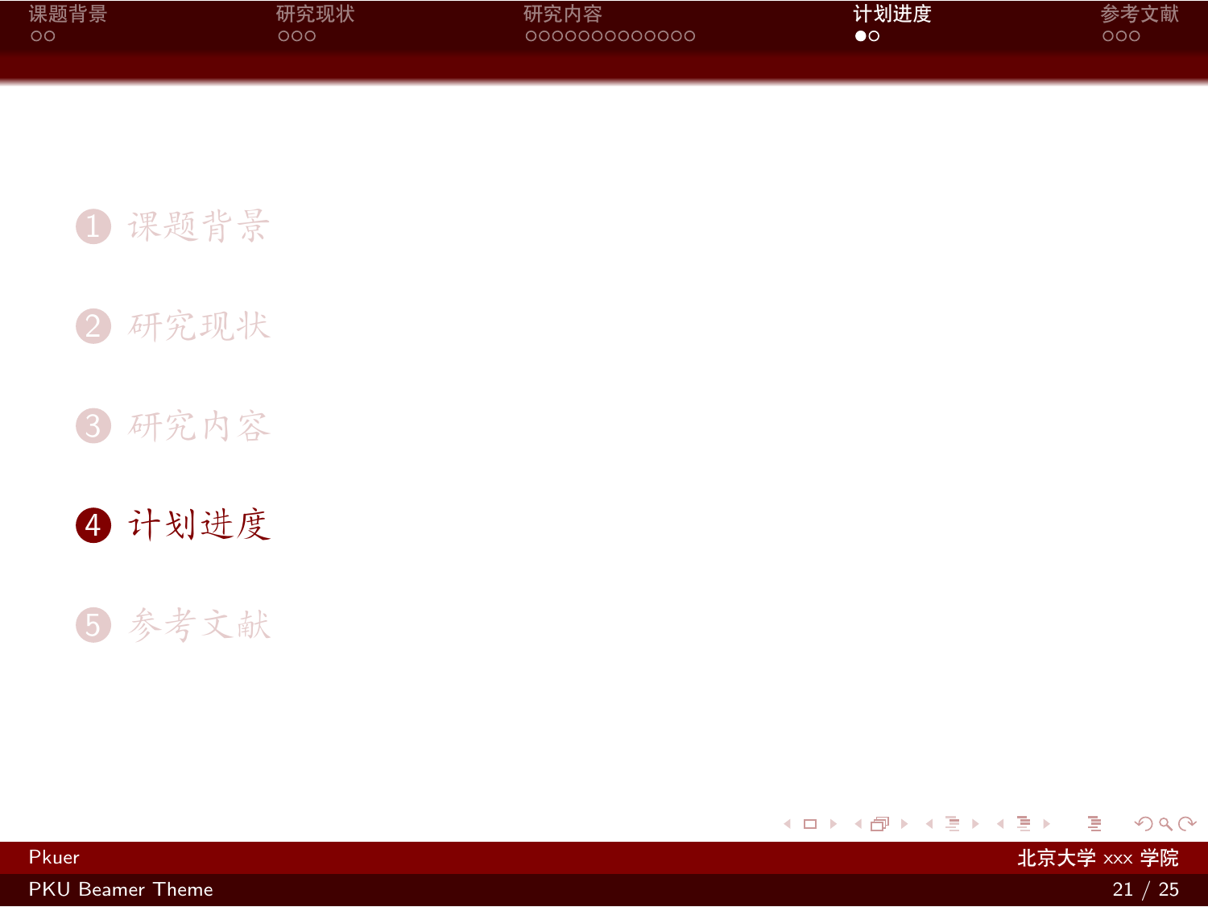1. 课题背景
2. 研究现状
3. 研究内容
4. **计划进度**
5. 参考文献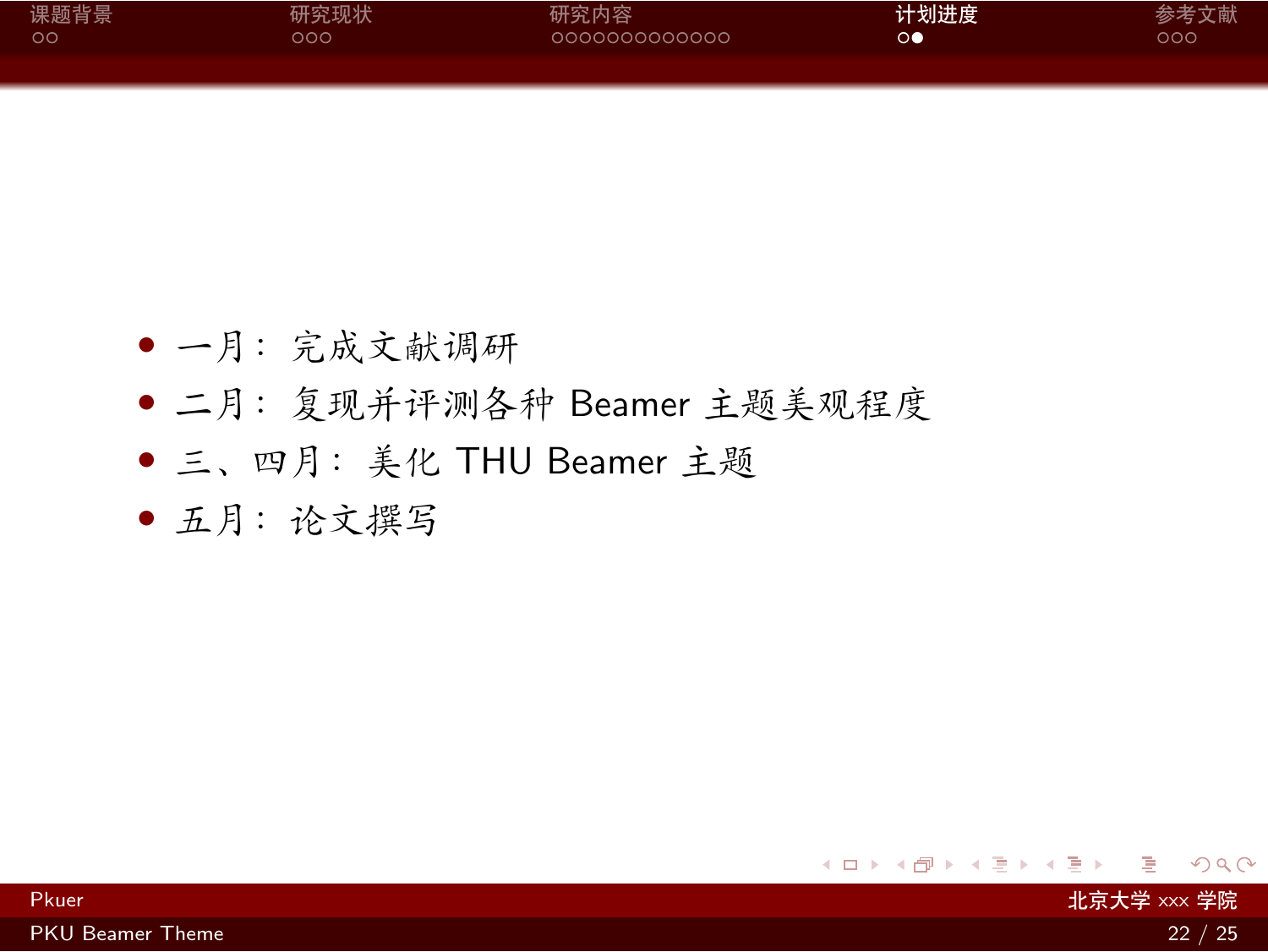- 一月：完成文献调研
- 二月：复现并评测各种 Beamer 主题美观程度
- 三、四月：美化 THU Beamer 主题
- 五月：论文撰写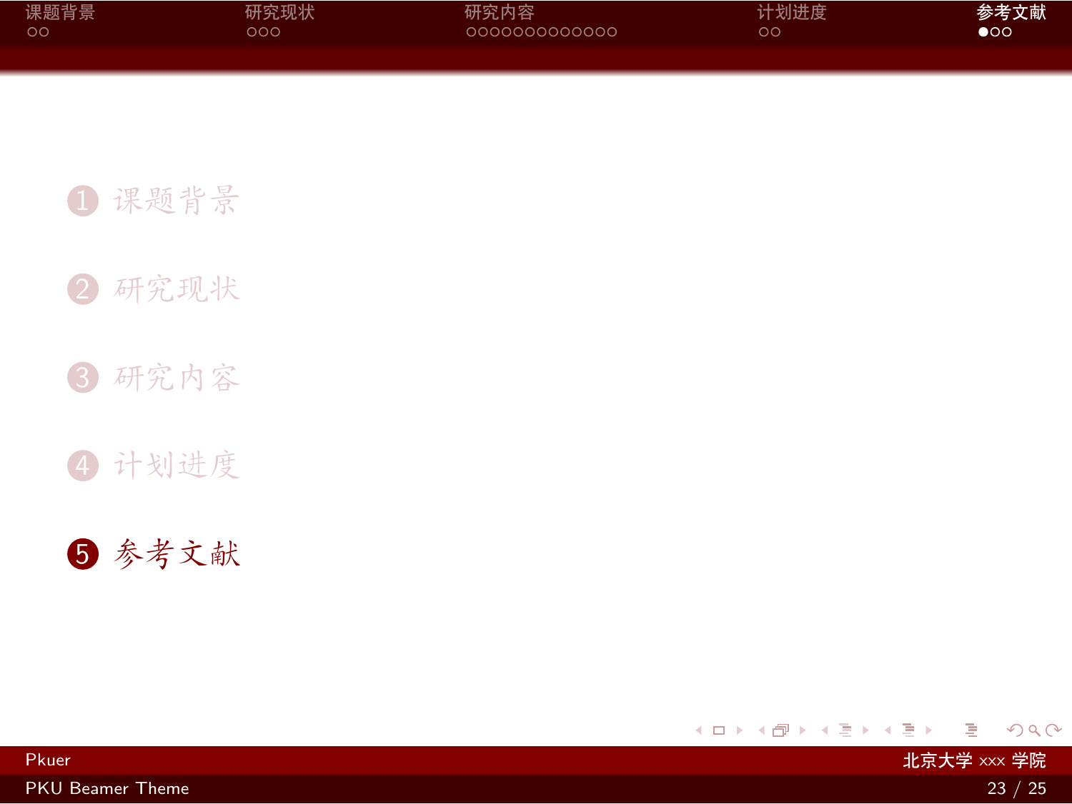1. 课题背景
2. 研究现状
3. 研究内容
4. 计划进度
5. 参考文献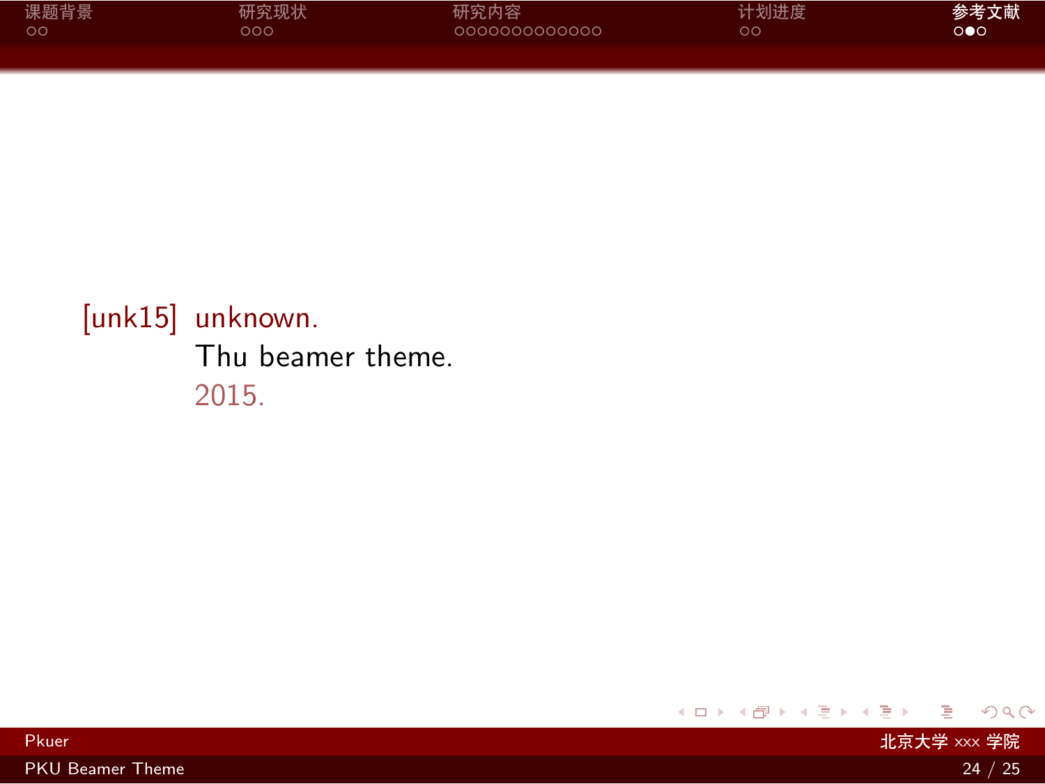[unk15] unknown.
Thu beamer theme.
2015.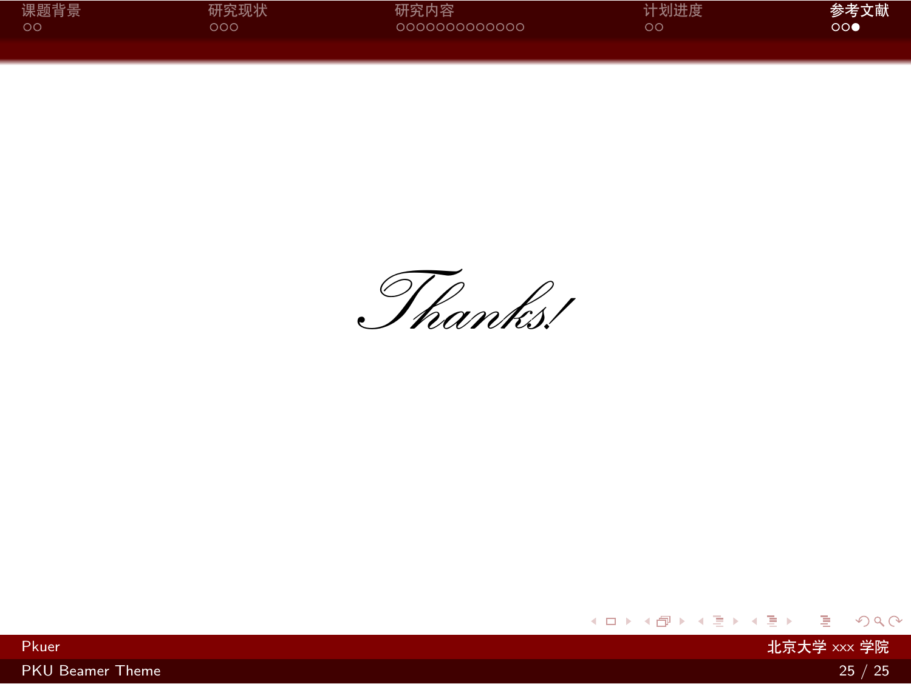*Thanks!*